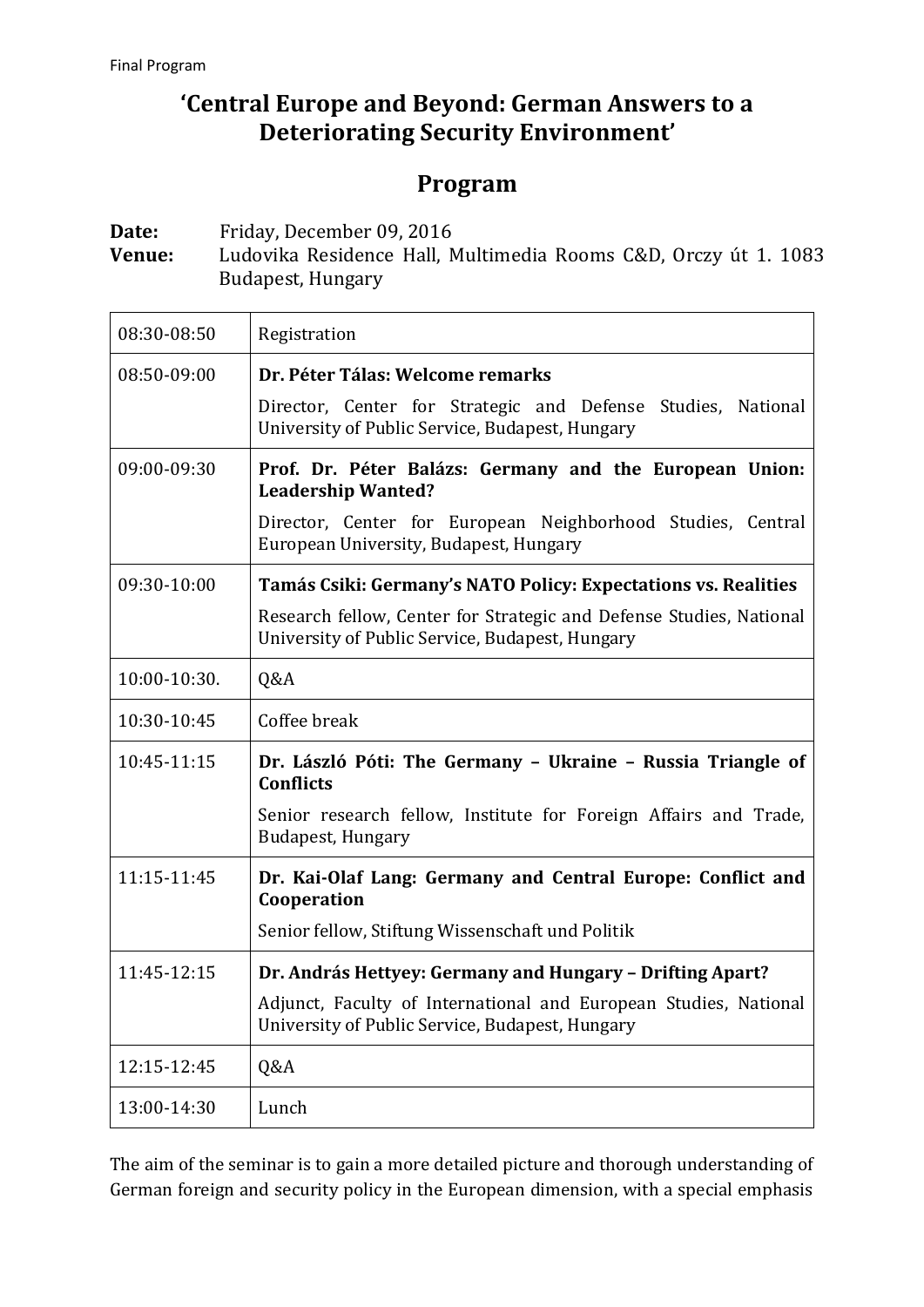Final Program

# 'Central Europe and Beyond: German Answers to a Deteriorating Security Environment'

## Program

**Date:** Friday, December 09, 2016
**Venue:** Ludovika Residence Hall, Multimedia Rooms C&D, Orczy út 1. 1083 Budapest, Hungary

| | |
|---|---|
| 08:30-08:50 | Registration |
| 08:50-09:00 | **Dr. Péter Tálas: Welcome remarks**<br>Director, Center for Strategic and Defense Studies, National University of Public Service, Budapest, Hungary |
| 09:00-09:30 | **Prof. Dr. Péter Balázs: Germany and the European Union: Leadership Wanted?**<br>Director, Center for European Neighborhood Studies, Central European University, Budapest, Hungary |
| 09:30-10:00 | **Tamás Csiki: Germany's NATO Policy: Expectations vs. Realities**<br>Research fellow, Center for Strategic and Defense Studies, National University of Public Service, Budapest, Hungary |
| 10:00-10:30. | Q&A |
| 10:30-10:45 | Coffee break |
| 10:45-11:15 | **Dr. László Póti: The Germany – Ukraine – Russia Triangle of Conflicts**<br>Senior research fellow, Institute for Foreign Affairs and Trade, Budapest, Hungary |
| 11:15-11:45 | **Dr. Kai-Olaf Lang: Germany and Central Europe: Conflict and Cooperation**<br>Senior fellow, Stiftung Wissenschaft und Politik |
| 11:45-12:15 | **Dr. András Hettyey: Germany and Hungary – Drifting Apart?**<br>Adjunct, Faculty of International and European Studies, National University of Public Service, Budapest, Hungary |
| 12:15-12:45 | Q&A |
| 13:00-14:30 | Lunch |

The aim of the seminar is to gain a more detailed picture and thorough understanding of German foreign and security policy in the European dimension, with a special emphasis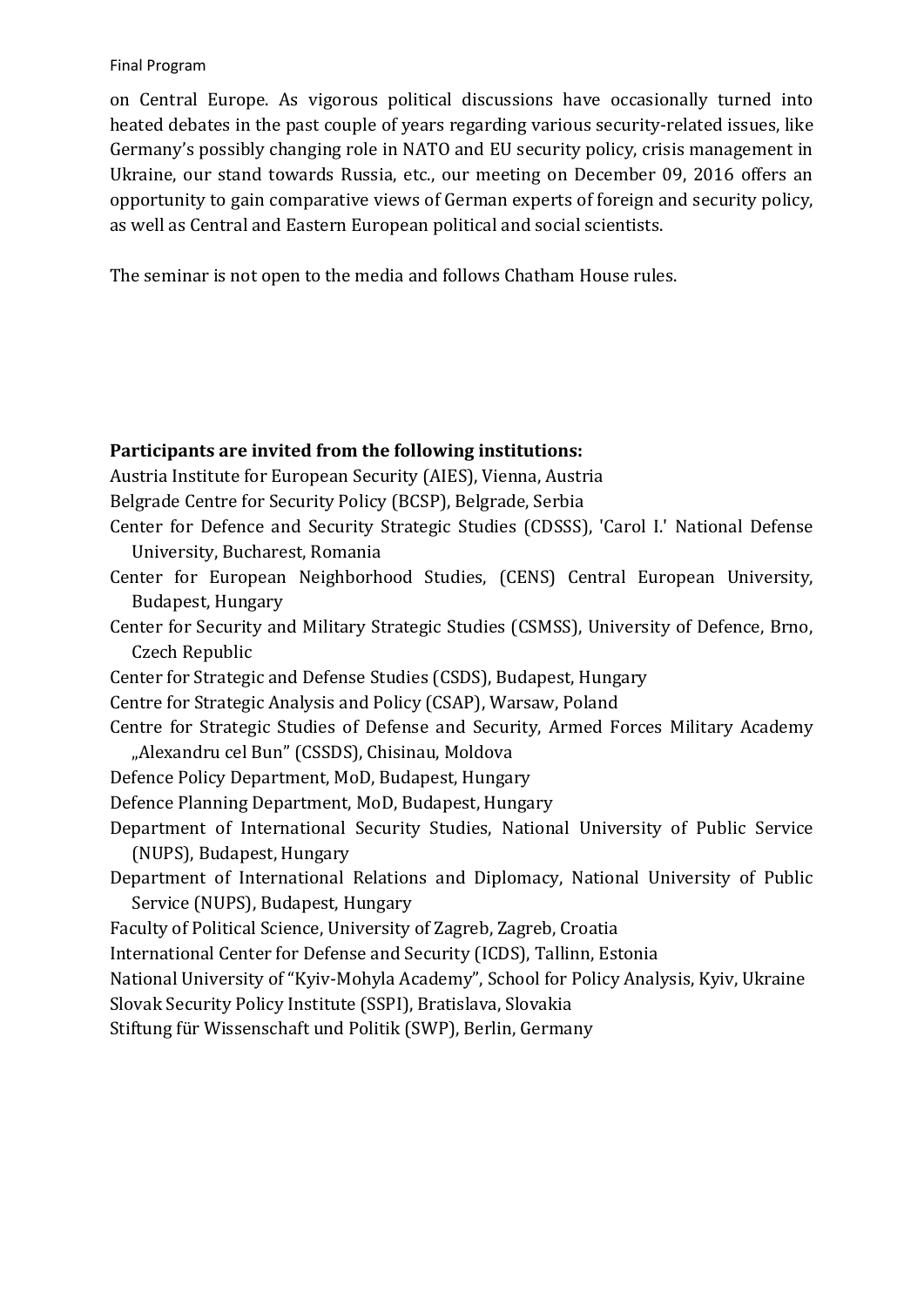on Central Europe. As vigorous political discussions have occasionally turned into heated debates in the past couple of years regarding various security-related issues, like Germany's possibly changing role in NATO and EU security policy, crisis management in Ukraine, our stand towards Russia, etc., our meeting on December 09, 2016 offers an opportunity to gain comparative views of German experts of foreign and security policy, as well as Central and Eastern European political and social scientists.

The seminar is not open to the media and follows Chatham House rules.

**Participants are invited from the following institutions:**

Austria Institute for European Security (AIES), Vienna, Austria
Belgrade Centre for Security Policy (BCSP), Belgrade, Serbia
Center for Defence and Security Strategic Studies (CDSSS), 'Carol I.' National Defense University, Bucharest, Romania
Center for European Neighborhood Studies, (CENS) Central European University, Budapest, Hungary
Center for Security and Military Strategic Studies (CSMSS), University of Defence, Brno, Czech Republic
Center for Strategic and Defense Studies (CSDS), Budapest, Hungary
Centre for Strategic Analysis and Policy (CSAP), Warsaw, Poland
Centre for Strategic Studies of Defense and Security, Armed Forces Military Academy „Alexandru cel Bun" (CSSDS), Chisinau, Moldova
Defence Policy Department, MoD, Budapest, Hungary
Defence Planning Department, MoD, Budapest, Hungary
Department of International Security Studies, National University of Public Service (NUPS), Budapest, Hungary
Department of International Relations and Diplomacy, National University of Public Service (NUPS), Budapest, Hungary
Faculty of Political Science, University of Zagreb, Zagreb, Croatia
International Center for Defense and Security (ICDS), Tallinn, Estonia
National University of "Kyiv-Mohyla Academy", School for Policy Analysis, Kyiv, Ukraine
Slovak Security Policy Institute (SSPI), Bratislava, Slovakia
Stiftung für Wissenschaft und Politik (SWP), Berlin, Germany